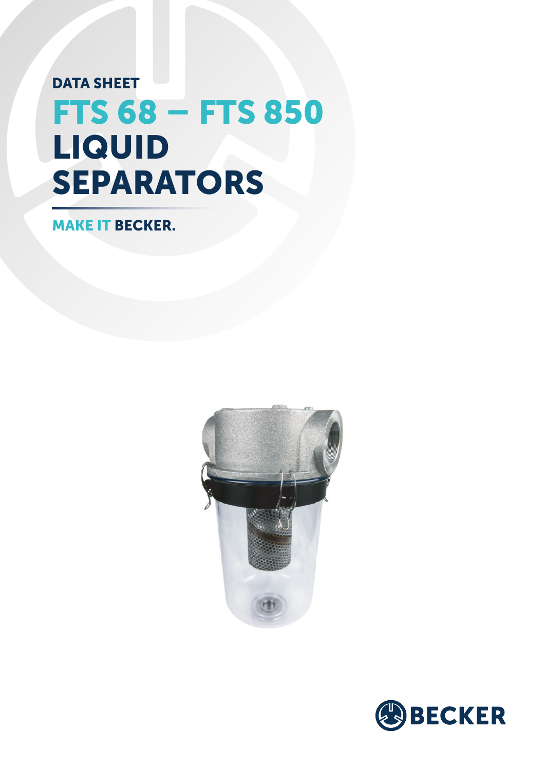DATA SHEET

# FTS 68 – FTS 850 LIQUID SEPARATORS

MAKE IT BECKER.

BECKER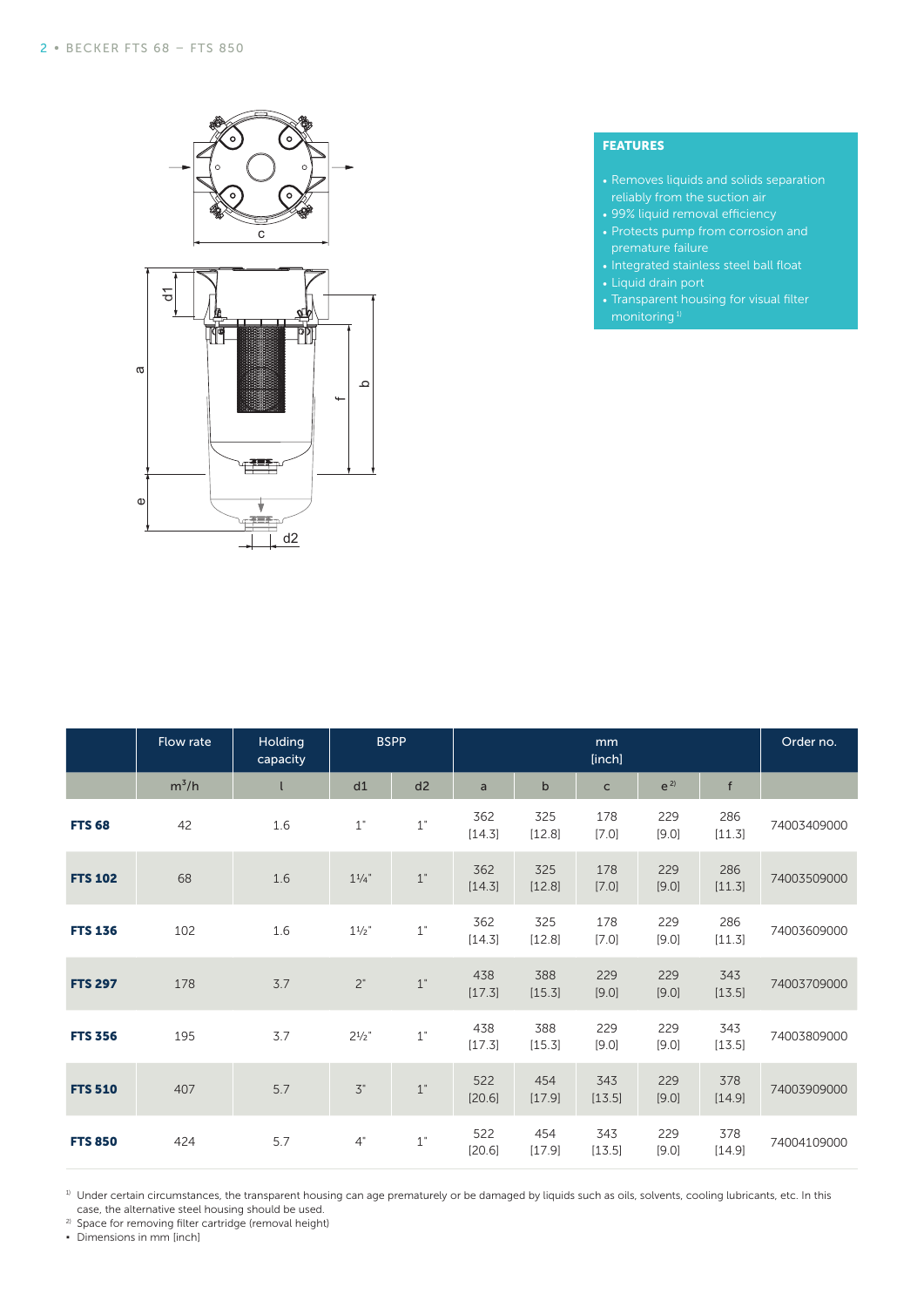## FEATURES

- Removes liquids and solids separation reliably from the suction air
- 99% liquid removal efficiency
- Protects pump from corrosion and premature failure
- Integrated stainless steel ball float
- Liquid drain port
- Transparent housing for visual filter monitoring[1]

| | Flow rate | Holding capacity | BSPP | | mm [inch] | | | | | Order no. |
|---|---|---|---|---|---|---|---|---|---|---|
| | $m^3/h$ | l | d1 | d2 | a | b | c | e[2] | f | |
| **FTS 68** | 42 | 1.6 | 1" | 1" | 362 [14.3] | 325 [12.8] | 178 [7.0] | 229 [9.0] | 286 [11.3] | 74003409000 |
| **FTS 102** | 68 | 1.6 | 1¼" | 1" | 362 [14.3] | 325 [12.8] | 178 [7.0] | 229 [9.0] | 286 [11.3] | 74003509000 |
| **FTS 136** | 102 | 1.6 | 1½" | 1" | 362 [14.3] | 325 [12.8] | 178 [7.0] | 229 [9.0] | 286 [11.3] | 74003609000 |
| **FTS 297** | 178 | 3.7 | 2" | 1" | 438 [17.3] | 388 [15.3] | 229 [9.0] | 229 [9.0] | 343 [13.5] | 74003709000 |
| **FTS 356** | 195 | 3.7 | 2½" | 1" | 438 [17.3] | 388 [15.3] | 229 [9.0] | 229 [9.0] | 343 [13.5] | 74003809000 |
| **FTS 510** | 407 | 5.7 | 3" | 1" | 522 [20.6] | 454 [17.9] | 343 [13.5] | 229 [9.0] | 378 [14.9] | 74003909000 |
| **FTS 850** | 424 | 5.7 | 4" | 1" | 522 [20.6] | 454 [17.9] | 343 [13.5] | 229 [9.0] | 378 [14.9] | 74004109000 |

[1] Under certain circumstances, the transparent housing can age prematurely or be damaged by liquids such as oils, solvents, cooling lubricants, etc. In this case, the alternative steel housing should be used.
[2] Space for removing filter cartridge (removal height)
• Dimensions in mm [inch]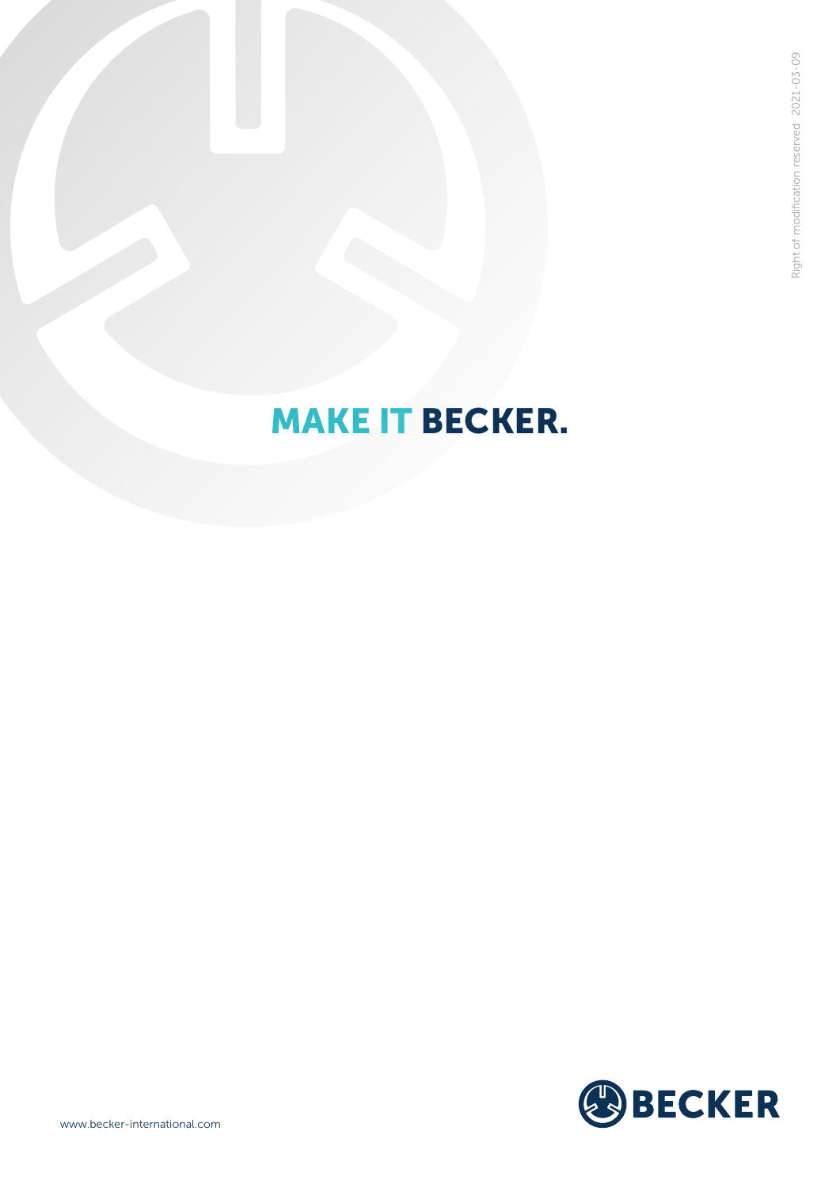# MAKE IT BECKER.

Right of modification reserved 2021-03-09

BECKER

www.becker-international.com